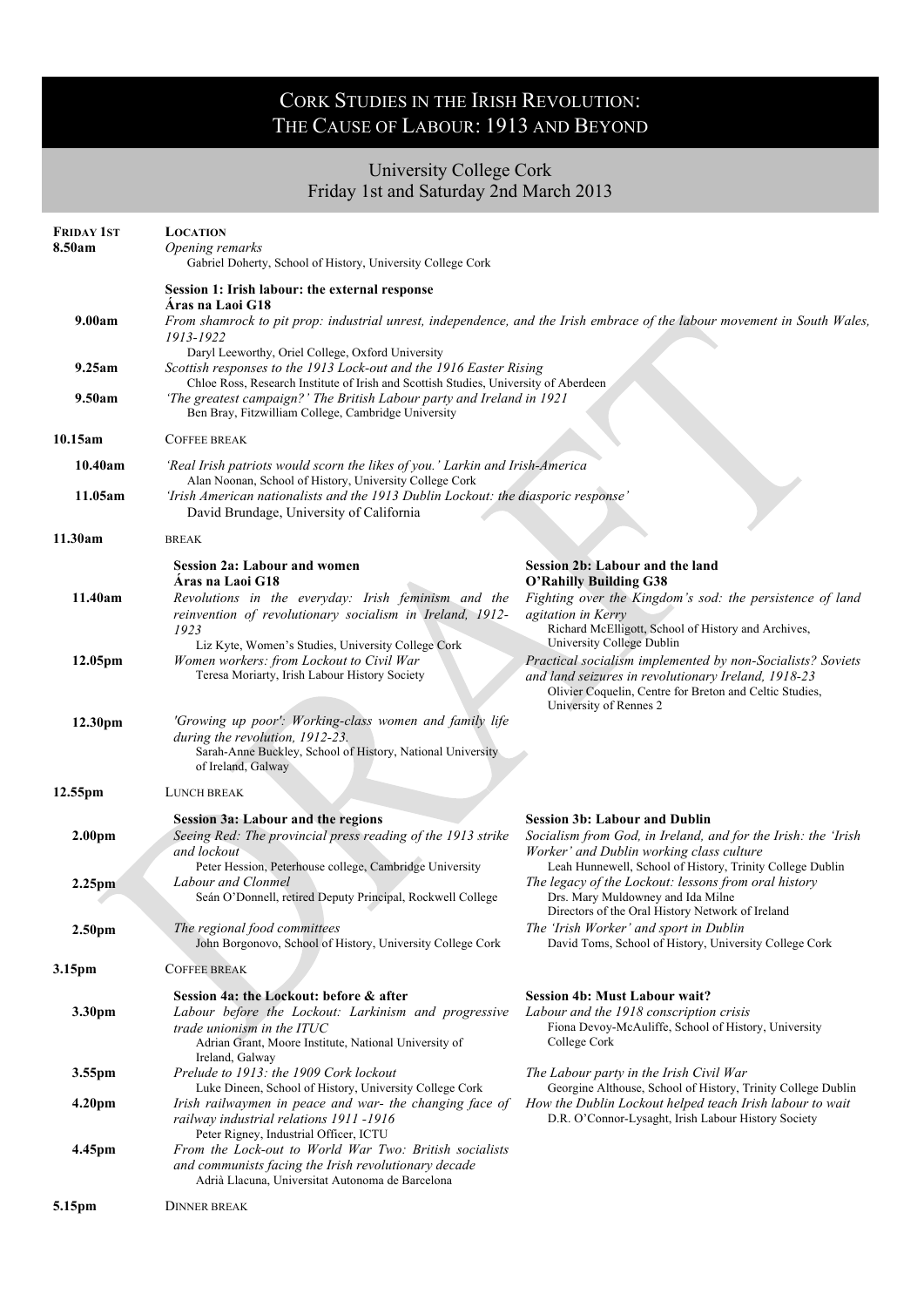# Cork Studies in the Irish Revolution: The Cause of Labour: 1913 and Beyond

## University College Cork
## Friday 1st and Saturday 2nd March 2013

**Friday 1st** — **Location**

**8.50am** — *Opening remarks*
Gabriel Doherty, School of History, University College Cork

### Session 1: Irish labour: the external response
**Áras na Laoi G18**

**9.00am** — *From shamrock to pit prop: industrial unrest, independence, and the Irish embrace of the labour movement in South Wales, 1913-1922*
Daryl Leeworthy, Oriel College, Oxford University

**9.25am** — *Scottish responses to the 1913 Lock-out and the 1916 Easter Rising*
Chloe Ross, Research Institute of Irish and Scottish Studies, University of Aberdeen

**9.50am** — *'The greatest campaign?' The British Labour party and Ireland in 1921*
Ben Bray, Fitzwilliam College, Cambridge University

**10.15am** — Coffee break

**10.40am** — *'Real Irish patriots would scorn the likes of you.' Larkin and Irish-America*
Alan Noonan, School of History, University College Cork

**11.05am** — *'Irish American nationalists and the 1913 Dublin Lockout: the diasporic response'*
David Brundage, University of California

**11.30am** — Break

### Session 2a: Labour and women
**Áras na Laoi G18**

**11.40am** — *Revolutions in the everyday: Irish feminism and the reinvention of revolutionary socialism in Ireland, 1912-1923*
Liz Kyte, Women's Studies, University College Cork

**12.05pm** — *Women workers: from Lockout to Civil War*
Teresa Moriarty, Irish Labour History Society

**12.30pm** — *'Growing up poor': Working-class women and family life during the revolution, 1912-23.*
Sarah-Anne Buckley, School of History, National University of Ireland, Galway

### Session 2b: Labour and the land
**O'Rahilly Building G38**

**11.40am** — *Fighting over the Kingdom's sod: the persistence of land agitation in Kerry*
Richard McElligott, School of History and Archives, University College Dublin

**12.05pm** — *Practical socialism implemented by non-Socialists? Soviets and land seizures in revolutionary Ireland, 1918-23*
Olivier Coquelin, Centre for Breton and Celtic Studies, University of Rennes 2

**12.55pm** — Lunch break

### Session 3a: Labour and the regions

**2.00pm** — *Seeing Red: The provincial press reading of the 1913 strike and lockout*
Peter Hession, Peterhouse college, Cambridge University

**2.25pm** — *Labour and Clonmel*
Seán O'Donnell, retired Deputy Principal, Rockwell College

**2.50pm** — *The regional food committees*
John Borgonovo, School of History, University College Cork

### Session 3b: Labour and Dublin

**2.00pm** — *Socialism from God, in Ireland, and for the Irish: the 'Irish Worker' and Dublin working class culture*
Leah Hunnewell, School of History, Trinity College Dublin

**2.25pm** — *The legacy of the Lockout: lessons from oral history*
Drs. Mary Muldowney and Ida Milne
Directors of the Oral History Network of Ireland

**2.50pm** — *The 'Irish Worker' and sport in Dublin*
David Toms, School of History, University College Cork

**3.15pm** — Coffee break

### Session 4a: the Lockout: before & after

**3.30pm** — *Labour before the Lockout: Larkinism and progressive trade unionism in the ITUC*
Adrian Grant, Moore Institute, National University of Ireland, Galway

**3.55pm** — *Prelude to 1913: the 1909 Cork lockout*
Luke Dineen, School of History, University College Cork

**4.20pm** — *Irish railwaymen in peace and war- the changing face of railway industrial relations 1911 -1916*
Peter Rigney, Industrial Officer, ICTU

**4.45pm** — *From the Lock-out to World War Two: British socialists and communists facing the Irish revolutionary decade*
Adrià Llacuna, Universitat Autonoma de Barcelona

### Session 4b: Must Labour wait?

**3.30pm** — *Labour and the 1918 conscription crisis*
Fiona Devoy-McAuliffe, School of History, University College Cork

**3.55pm** — *The Labour party in the Irish Civil War*
Georgine Althouse, School of History, Trinity College Dublin

**4.20pm** — *How the Dublin Lockout helped teach Irish labour to wait*
D.R. O'Connor-Lysaght, Irish Labour History Society

**5.15pm** — Dinner break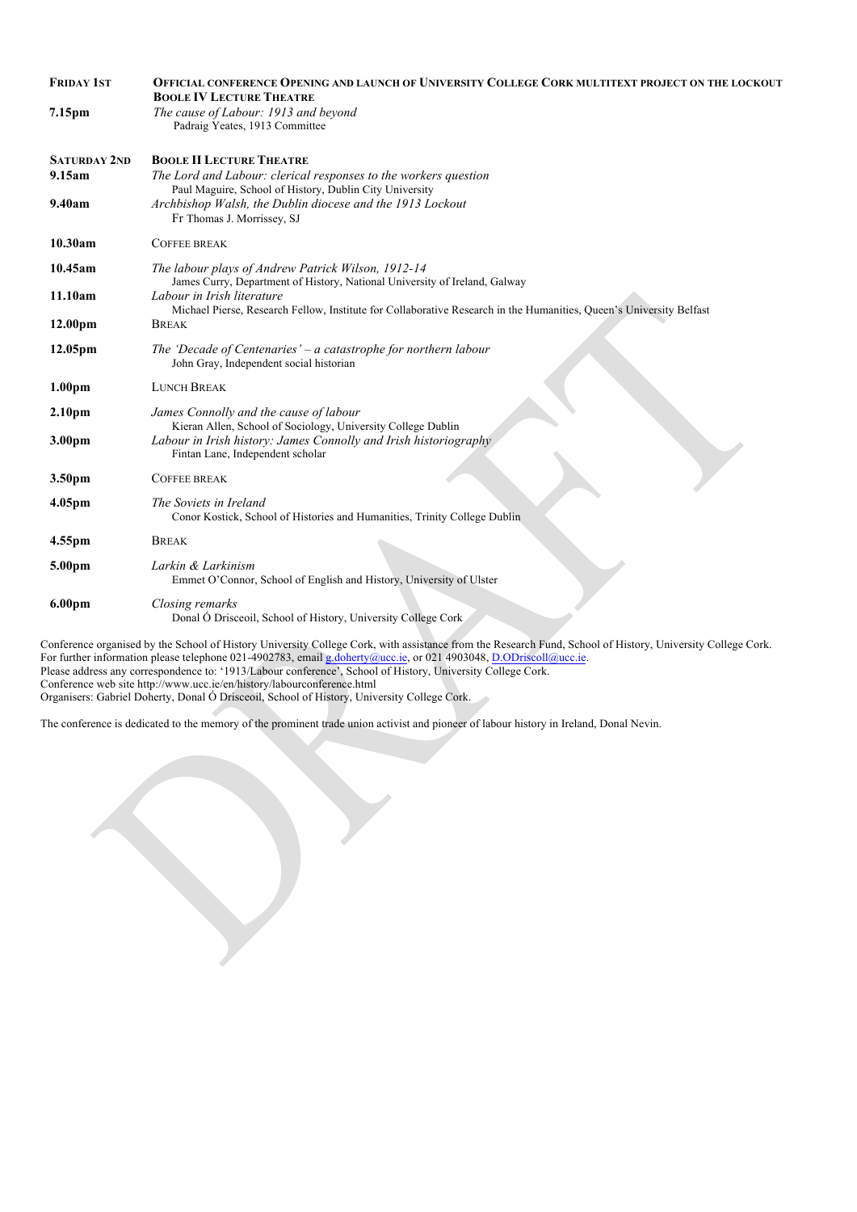**Friday 1st** — **Official conference Opening and launch of University College Cork multitext project on the lockout**
**Boole IV Lecture Theatre**

**7.15pm** — *The cause of Labour: 1913 and beyond*
Padraig Yeates, 1913 Committee

**Saturday 2nd** — **Boole II Lecture Theatre**

**9.15am** — *The Lord and Labour: clerical responses to the workers question*
Paul Maguire, School of History, Dublin City University

**9.40am** — *Archbishop Walsh, the Dublin diocese and the 1913 Lockout*
Fr Thomas J. Morrissey, SJ

**10.30am** — Coffee break

**10.45am** — *The labour plays of Andrew Patrick Wilson, 1912-14*
James Curry, Department of History, National University of Ireland, Galway

**11.10am** — *Labour in Irish literature*
Michael Pierse, Research Fellow, Institute for Collaborative Research in the Humanities, Queen's University Belfast

**12.00pm** — Break

**12.05pm** — *The 'Decade of Centenaries' – a catastrophe for northern labour*
John Gray, Independent social historian

**1.00pm** — Lunch Break

**2.10pm** — *James Connolly and the cause of labour*
Kieran Allen, School of Sociology, University College Dublin

**3.00pm** — *Labour in Irish history: James Connolly and Irish historiography*
Fintan Lane, Independent scholar

**3.50pm** — Coffee break

**4.05pm** — *The Soviets in Ireland*
Conor Kostick, School of Histories and Humanities, Trinity College Dublin

**4.55pm** — Break

**5.00pm** — *Larkin & Larkinism*
Emmet O'Connor, School of English and History, University of Ulster

**6.00pm** — *Closing remarks*
Donal Ó Drisceoil, School of History, University College Cork

Conference organised by the School of History University College Cork, with assistance from the Research Fund, School of History, University College Cork.
For further information please telephone 021-4902783, email g.doherty@ucc.ie, or 021 4903048, D.ODriscoll@ucc.ie.
Please address any correspondence to: '1913/Labour conference', School of History, University College Cork.
Conference web site http://www.ucc.ie/en/history/labourconference.html
Organisers: Gabriel Doherty, Donal Ó Drisceoil, School of History, University College Cork.

The conference is dedicated to the memory of the prominent trade union activist and pioneer of labour history in Ireland, Donal Nevin.